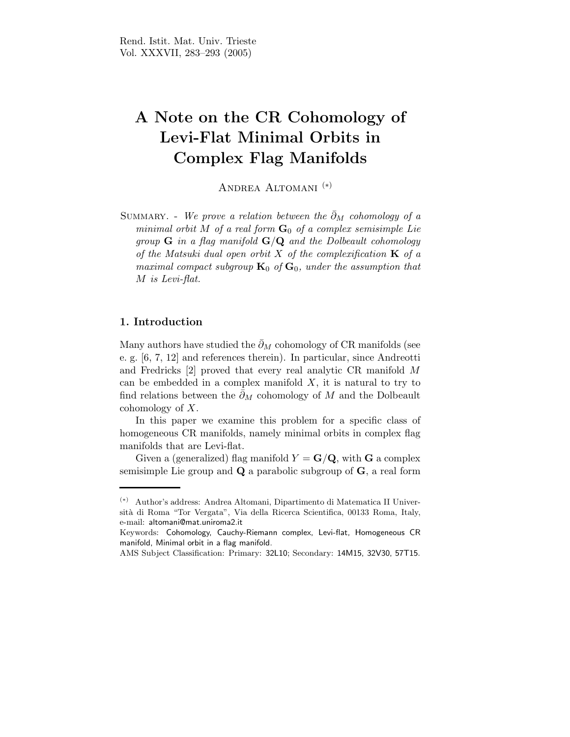# A Note on the CR Cohomology of Levi-Flat Minimal Orbits in Complex Flag Manifolds

Andrea Altomani [(*)]

Summary. - *We prove a relation between the $\bar{\partial}_M$ cohomology of a minimal orbit $M$ of a real form $\mathbf{G}_0$ of a complex semisimple Lie group $\mathbf{G}$ in a flag manifold $\mathbf{G}/\mathbf{Q}$ and the Dolbeault cohomology of the Matsuki dual open orbit $X$ of the complexification $\mathbf{K}$ of a maximal compact subgroup $\mathbf{K}_0$ of $\mathbf{G}_0$, under the assumption that $M$ is Levi-flat.*

## 1. Introduction

Many authors have studied the $\bar{\partial}_M$ cohomology of CR manifolds (see e. g. [6, 7, 12] and references therein). In particular, since Andreotti and Fredricks [2] proved that every real analytic CR manifold $M$ can be embedded in a complex manifold $X$, it is natural to try to find relations between the $\bar{\partial}_M$ cohomology of $M$ and the Dolbeault cohomology of $X$.

In this paper we examine this problem for a specific class of homogeneous CR manifolds, namely minimal orbits in complex flag manifolds that are Levi-flat.

Given a (generalized) flag manifold $Y = \mathbf{G}/\mathbf{Q}$, with $\mathbf{G}$ a complex semisimple Lie group and $\mathbf{Q}$ a parabolic subgroup of $\mathbf{G}$, a real form

---

(*) Author's address: Andrea Altomani, Dipartimento di Matematica II Università di Roma "Tor Vergata", Via della Ricerca Scientifica, 00133 Roma, Italy, e-mail: altomani@mat.uniroma2.it

Keywords: Cohomology, Cauchy-Riemann complex, Levi-flat, Homogeneous CR manifold, Minimal orbit in a flag manifold.

AMS Subject Classification: Primary: 32L10; Secondary: 14M15, 32V30, 57T15.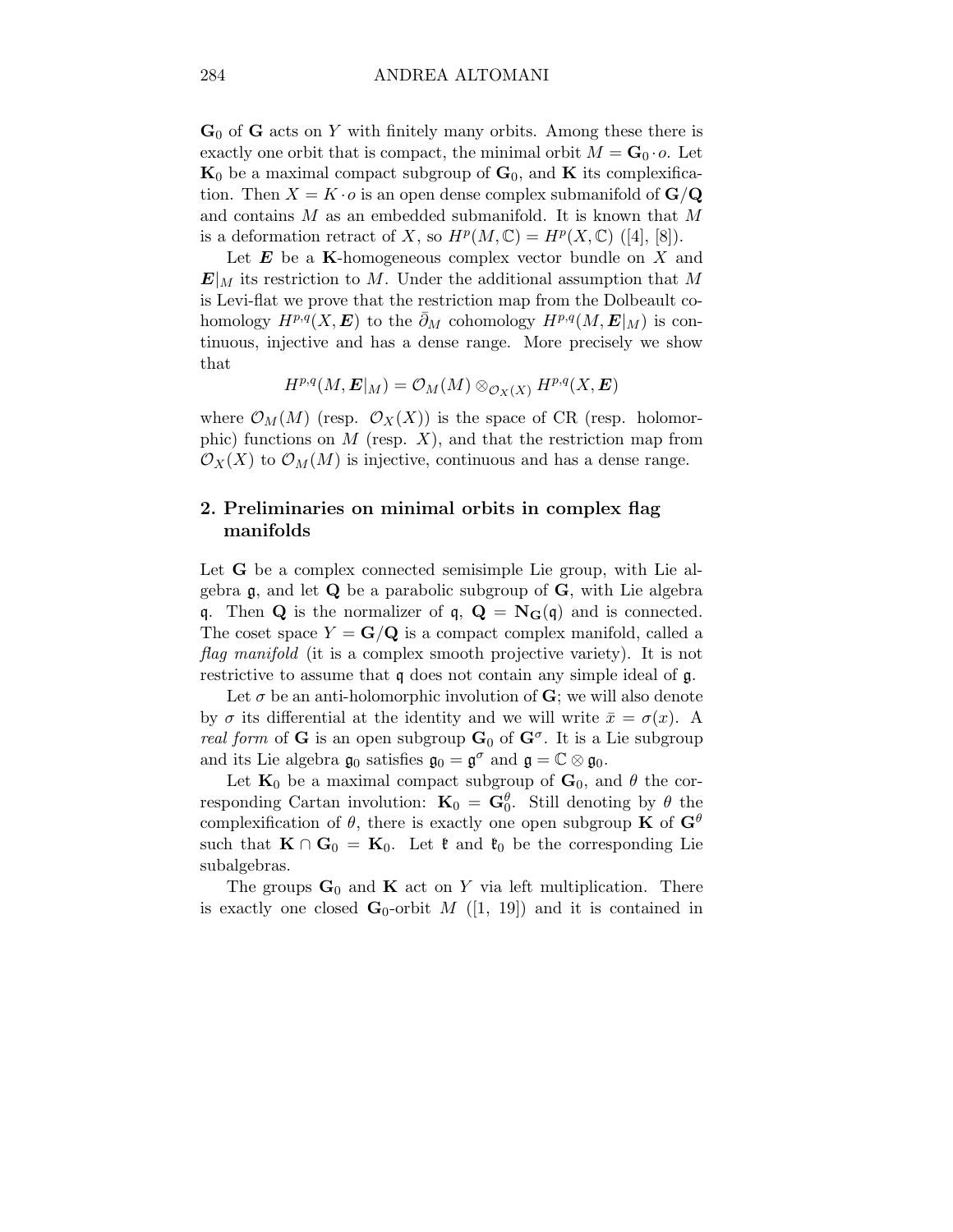$\mathbf{G}_0$ of $\mathbf{G}$ acts on $Y$ with finitely many orbits. Among these there is exactly one orbit that is compact, the minimal orbit $M = \mathbf{G}_0 \cdot o$. Let $\mathbf{K}_0$ be a maximal compact subgroup of $\mathbf{G}_0$, and $\mathbf{K}$ its complexification. Then $X = K \cdot o$ is an open dense complex submanifold of $\mathbf{G}/\mathbf{Q}$ and contains $M$ as an embedded submanifold. It is known that $M$ is a deformation retract of $X$, so $H^p(M, \mathbb{C}) = H^p(X, \mathbb{C})$ ([4], [8]).

Let $\boldsymbol{E}$ be a $\mathbf{K}$-homogeneous complex vector bundle on $X$ and $\boldsymbol{E}|_M$ its restriction to $M$. Under the additional assumption that $M$ is Levi-flat we prove that the restriction map from the Dolbeault cohomology $H^{p,q}(X, \boldsymbol{E})$ to the $\bar{\partial}_M$ cohomology $H^{p,q}(M, \boldsymbol{E}|_M)$ is continuous, injective and has a dense range. More precisely we show that

$$H^{p,q}(M, \boldsymbol{E}|_M) = \mathcal{O}_M(M) \otimes_{\mathcal{O}_X(X)} H^{p,q}(X, \boldsymbol{E})$$

where $\mathcal{O}_M(M)$ (resp. $\mathcal{O}_X(X)$) is the space of CR (resp. holomorphic) functions on $M$ (resp. $X$), and that the restriction map from $\mathcal{O}_X(X)$ to $\mathcal{O}_M(M)$ is injective, continuous and has a dense range.

## 2. Preliminaries on minimal orbits in complex flag manifolds

Let $\mathbf{G}$ be a complex connected semisimple Lie group, with Lie algebra $\mathfrak{g}$, and let $\mathbf{Q}$ be a parabolic subgroup of $\mathbf{G}$, with Lie algebra $\mathfrak{q}$. Then $\mathbf{Q}$ is the normalizer of $\mathfrak{q}$, $\mathbf{Q} = \mathbf{N}_{\mathbf{G}}(\mathfrak{q})$ and is connected. The coset space $Y = \mathbf{G}/\mathbf{Q}$ is a compact complex manifold, called a *flag manifold* (it is a complex smooth projective variety). It is not restrictive to assume that $\mathfrak{q}$ does not contain any simple ideal of $\mathfrak{g}$.

Let $\sigma$ be an anti-holomorphic involution of $\mathbf{G}$; we will also denote by $\sigma$ its differential at the identity and we will write $\bar{x} = \sigma(x)$. A *real form* of $\mathbf{G}$ is an open subgroup $\mathbf{G}_0$ of $\mathbf{G}^\sigma$. It is a Lie subgroup and its Lie algebra $\mathfrak{g}_0$ satisfies $\mathfrak{g}_0 = \mathfrak{g}^\sigma$ and $\mathfrak{g} = \mathbb{C} \otimes \mathfrak{g}_0$.

Let $\mathbf{K}_0$ be a maximal compact subgroup of $\mathbf{G}_0$, and $\theta$ the corresponding Cartan involution: $\mathbf{K}_0 = \mathbf{G}_0^\theta$. Still denoting by $\theta$ the complexification of $\theta$, there is exactly one open subgroup $\mathbf{K}$ of $\mathbf{G}^\theta$ such that $\mathbf{K} \cap \mathbf{G}_0 = \mathbf{K}_0$. Let $\mathfrak{k}$ and $\mathfrak{k}_0$ be the corresponding Lie subalgebras.

The groups $\mathbf{G}_0$ and $\mathbf{K}$ act on $Y$ via left multiplication. There is exactly one closed $\mathbf{G}_0$-orbit $M$ ([1, 19]) and it is contained in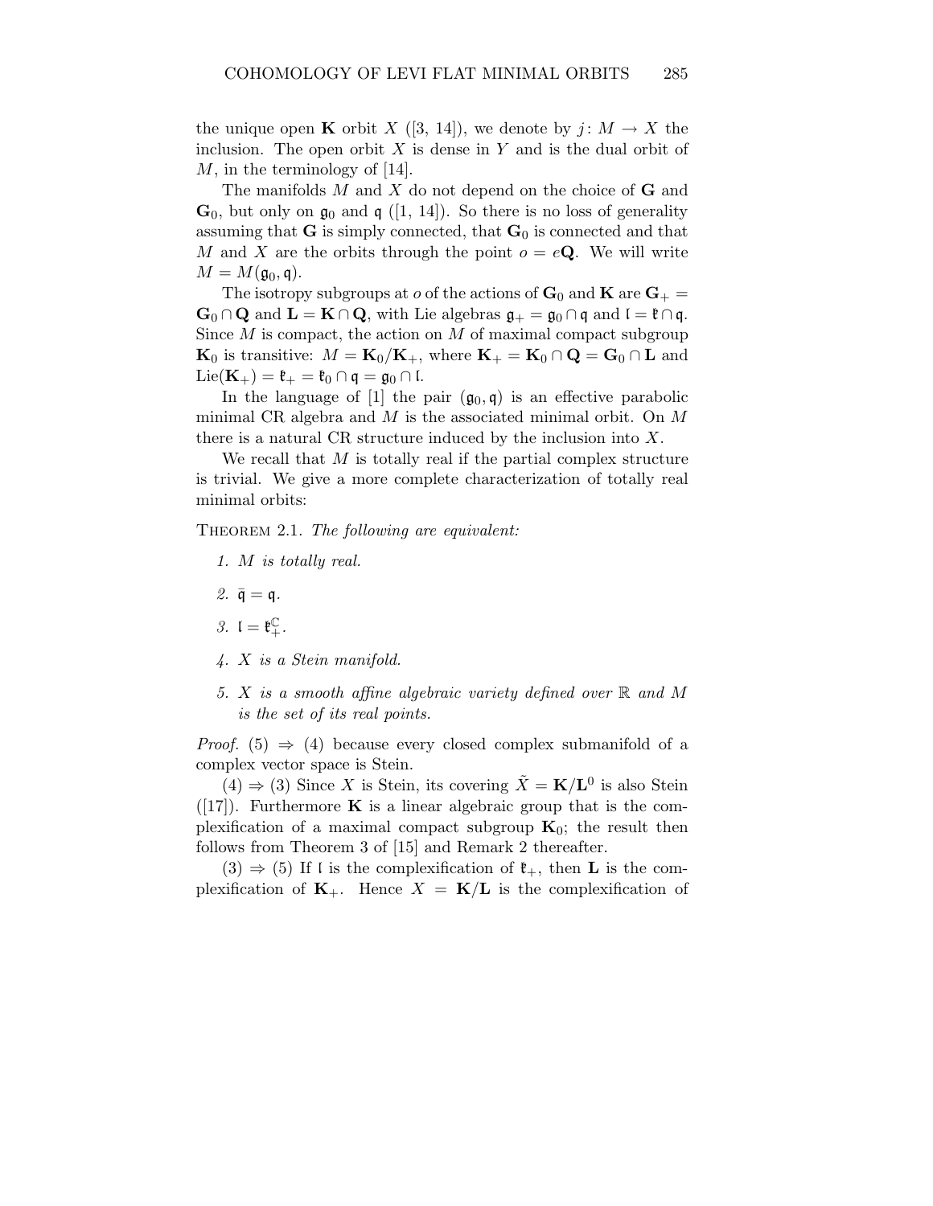the unique open $\mathbf{K}$ orbit $X$ ([3, 14]), we denote by $j\colon M \to X$ the inclusion. The open orbit $X$ is dense in $Y$ and is the dual orbit of $M$, in the terminology of [14].

The manifolds $M$ and $X$ do not depend on the choice of $\mathbf{G}$ and $\mathbf{G}_0$, but only on $\mathfrak{g}_0$ and $\mathfrak{q}$ ([1, 14]). So there is no loss of generality assuming that $\mathbf{G}$ is simply connected, that $\mathbf{G}_0$ is connected and that $M$ and $X$ are the orbits through the point $o = e\mathbf{Q}$. We will write $M = M(\mathfrak{g}_0, \mathfrak{q})$.

The isotropy subgroups at $o$ of the actions of $\mathbf{G}_0$ and $\mathbf{K}$ are $\mathbf{G}_+ = \mathbf{G}_0 \cap \mathbf{Q}$ and $\mathbf{L} = \mathbf{K} \cap \mathbf{Q}$, with Lie algebras $\mathfrak{g}_+ = \mathfrak{g}_0 \cap \mathfrak{q}$ and $\mathfrak{l} = \mathfrak{k} \cap \mathfrak{q}$. Since $M$ is compact, the action on $M$ of maximal compact subgroup $\mathbf{K}_0$ is transitive: $M = \mathbf{K}_0/\mathbf{K}_+$, where $\mathbf{K}_+ = \mathbf{K}_0 \cap \mathbf{Q} = \mathbf{G}_0 \cap \mathbf{L}$ and $\mathrm{Lie}(\mathbf{K}_+) = \mathfrak{k}_+ = \mathfrak{k}_0 \cap \mathfrak{q} = \mathfrak{g}_0 \cap \mathfrak{l}$.

In the language of [1] the pair $(\mathfrak{g}_0, \mathfrak{q})$ is an effective parabolic minimal CR algebra and $M$ is the associated minimal orbit. On $M$ there is a natural CR structure induced by the inclusion into $X$.

We recall that $M$ is totally real if the partial complex structure is trivial. We give a more complete characterization of totally real minimal orbits:

Theorem 2.1. *The following are equivalent:*

1. *$M$ is totally real.*
2. *$\bar{\mathfrak{q}} = \mathfrak{q}$.*
3. *$\mathfrak{l} = \mathfrak{k}_+^{\mathbb{C}}$.*
4. *$X$ is a Stein manifold.*
5. *$X$ is a smooth affine algebraic variety defined over $\mathbb{R}$ and $M$ is the set of its real points.*

*Proof.* (5) $\Rightarrow$ (4) because every closed complex submanifold of a complex vector space is Stein.

(4) $\Rightarrow$ (3) Since $X$ is Stein, its covering $\tilde{X} = \mathbf{K}/\mathbf{L}^0$ is also Stein ([17]). Furthermore $\mathbf{K}$ is a linear algebraic group that is the complexification of a maximal compact subgroup $\mathbf{K}_0$; the result then follows from Theorem 3 of [15] and Remark 2 thereafter.

(3) $\Rightarrow$ (5) If $\mathfrak{l}$ is the complexification of $\mathfrak{k}_+$, then $\mathbf{L}$ is the complexification of $\mathbf{K}_+$. Hence $X = \mathbf{K}/\mathbf{L}$ is the complexification of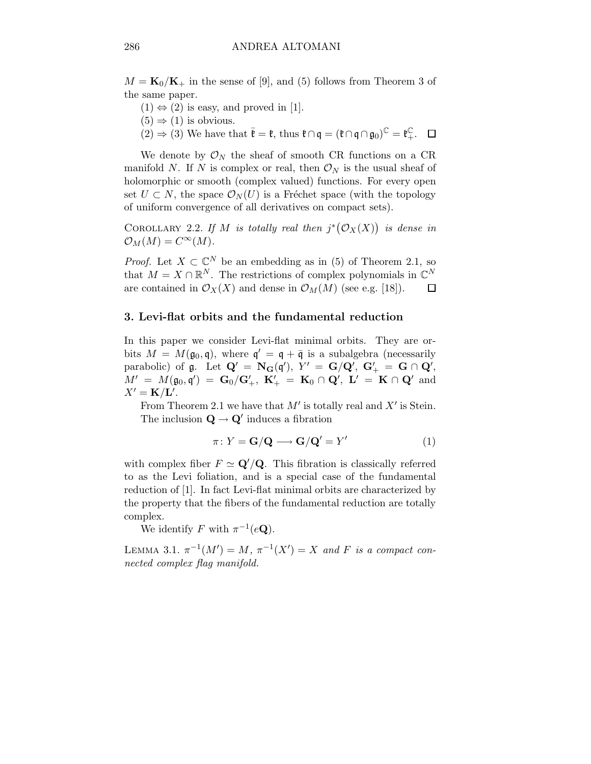$M = \mathbf{K}_0/\mathbf{K}_+$ in the sense of [9], and (5) follows from Theorem 3 of the same paper.

(1) $\Leftrightarrow$ (2) is easy, and proved in [1].

(5) $\Rightarrow$ (1) is obvious.

(2) $\Rightarrow$ (3) We have that $\bar{\mathfrak{k}} = \mathfrak{k}$, thus $\mathfrak{k} \cap \mathfrak{q} = (\mathfrak{k} \cap \mathfrak{q} \cap \mathfrak{g}_0)^{\mathbb{C}} = \mathfrak{k}_+^{\mathbb{C}}$. $\square$

We denote by $\mathcal{O}_N$ the sheaf of smooth CR functions on a CR manifold $N$. If $N$ is complex or real, then $\mathcal{O}_N$ is the usual sheaf of holomorphic or smooth (complex valued) functions. For every open set $U \subset N$, the space $\mathcal{O}_N(U)$ is a Fréchet space (with the topology of uniform convergence of all derivatives on compact sets).

Corollary 2.2. *If $M$ is totally real then $j^*\big(\mathcal{O}_X(X)\big)$ is dense in $\mathcal{O}_M(M) = C^\infty(M)$.*

*Proof.* Let $X \subset \mathbb{C}^N$ be an embedding as in (5) of Theorem 2.1, so that $M = X \cap \mathbb{R}^N$. The restrictions of complex polynomials in $\mathbb{C}^N$ are contained in $\mathcal{O}_X(X)$ and dense in $\mathcal{O}_M(M)$ (see e.g. [18]). $\square$

## 3. Levi-flat orbits and the fundamental reduction

In this paper we consider Levi-flat minimal orbits. They are orbits $M = M(\mathfrak{g}_0, \mathfrak{q})$, where $\mathfrak{q}' = \mathfrak{q} + \bar{\mathfrak{q}}$ is a subalgebra (necessarily parabolic) of $\mathfrak{g}$. Let $\mathbf{Q}' = \mathbf{N_G}(\mathfrak{q}')$, $Y' = \mathbf{G}/\mathbf{Q}'$, $\mathbf{G}'_+ = \mathbf{G} \cap \mathbf{Q}'$, $M' = M(\mathfrak{g}_0, \mathfrak{q}') = \mathbf{G}_0/\mathbf{G}'_+$, $\mathbf{K}'_+ = \mathbf{K}_0 \cap \mathbf{Q}'$, $\mathbf{L}' = \mathbf{K} \cap \mathbf{Q}'$ and $X' = \mathbf{K}/\mathbf{L}'$.

From Theorem 2.1 we have that $M'$ is totally real and $X'$ is Stein.

The inclusion $\mathbf{Q} \to \mathbf{Q}'$ induces a fibration

$$\pi \colon Y = \mathbf{G}/\mathbf{Q} \longrightarrow \mathbf{G}/\mathbf{Q}' = Y' \tag{1}$$

with complex fiber $F \simeq \mathbf{Q}'/\mathbf{Q}$. This fibration is classically referred to as the Levi foliation, and is a special case of the fundamental reduction of [1]. In fact Levi-flat minimal orbits are characterized by the property that the fibers of the fundamental reduction are totally complex.

We identify $F$ with $\pi^{-1}(e\mathbf{Q})$.

Lemma 3.1. *$\pi^{-1}(M') = M$, $\pi^{-1}(X') = X$ and $F$ is a compact connected complex flag manifold.*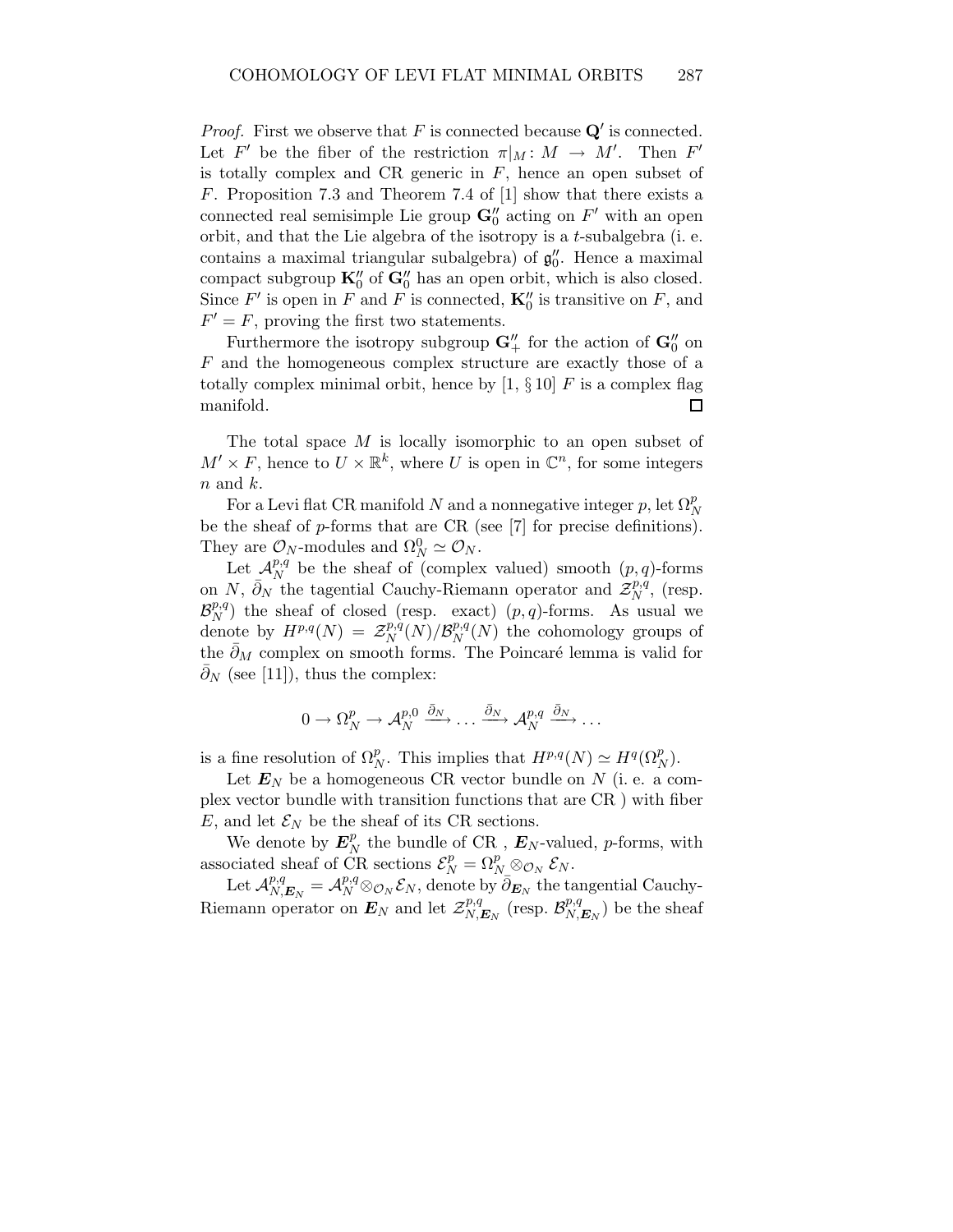*Proof.* First we observe that $F$ is connected because $\mathbf{Q}'$ is connected. Let $F'$ be the fiber of the restriction $\pi|_M \colon M \to M'$. Then $F'$ is totally complex and CR generic in $F$, hence an open subset of $F$. Proposition 7.3 and Theorem 7.4 of [1] show that there exists a connected real semisimple Lie group $\mathbf{G}''_0$ acting on $F'$ with an open orbit, and that the Lie algebra of the isotropy is a $t$-subalgebra (i. e. contains a maximal triangular subalgebra) of $\mathfrak{g}''_0$. Hence a maximal compact subgroup $\mathbf{K}''_0$ of $\mathbf{G}''_0$ has an open orbit, which is also closed. Since $F'$ is open in $F$ and $F$ is connected, $\mathbf{K}''_0$ is transitive on $F$, and $F' = F$, proving the first two statements.

Furthermore the isotropy subgroup $\mathbf{G}''_+$ for the action of $\mathbf{G}''_0$ on $F$ and the homogeneous complex structure are exactly those of a totally complex minimal orbit, hence by [1, § 10] $F$ is a complex flag manifold. □

The total space $M$ is locally isomorphic to an open subset of $M' \times F$, hence to $U \times \mathbb{R}^k$, where $U$ is open in $\mathbb{C}^n$, for some integers $n$ and $k$.

For a Levi flat CR manifold $N$ and a nonnegative integer $p$, let $\Omega^p_N$ be the sheaf of $p$-forms that are CR (see [7] for precise definitions). They are $\mathcal{O}_N$-modules and $\Omega^0_N \simeq \mathcal{O}_N$.

Let $\mathcal{A}^{p,q}_N$ be the sheaf of (complex valued) smooth $(p,q)$-forms on $N$, $\bar\partial_N$ the tagential Cauchy-Riemann operator and $\mathcal{Z}^{p,q}_N$, (resp. $\mathcal{B}^{p,q}_N$) the sheaf of closed (resp. exact) $(p,q)$-forms. As usual we denote by $H^{p,q}(N) = \mathcal{Z}^{p,q}_N(N)/\mathcal{B}^{p,q}_N(N)$ the cohomology groups of the $\bar\partial_M$ complex on smooth forms. The Poincaré lemma is valid for $\bar\partial_N$ (see [11]), thus the complex:

$$0 \to \Omega^p_N \to \mathcal{A}^{p,0}_N \xrightarrow{\bar\partial_N} \dots \xrightarrow{\bar\partial_N} \mathcal{A}^{p,q}_N \xrightarrow{\bar\partial_N} \dots$$

is a fine resolution of $\Omega^p_N$. This implies that $H^{p,q}(N) \simeq H^q(\Omega^p_N)$.

Let $\boldsymbol{E}_N$ be a homogeneous CR vector bundle on $N$ (i. e. a complex vector bundle with transition functions that are CR ) with fiber $E$, and let $\mathcal{E}_N$ be the sheaf of its CR sections.

We denote by $\boldsymbol{E}^p_N$ the bundle of CR , $\boldsymbol{E}_N$-valued, $p$-forms, with associated sheaf of CR sections $\mathcal{E}^p_N = \Omega^p_N \otimes_{\mathcal{O}_N} \mathcal{E}_N$.

Let $\mathcal{A}^{p,q}_{N,\boldsymbol{E}_N} = \mathcal{A}^{p,q}_N \otimes_{\mathcal{O}_N} \mathcal{E}_N$, denote by $\bar\partial_{\boldsymbol{E}_N}$ the tangential Cauchy-Riemann operator on $\boldsymbol{E}_N$ and let $\mathcal{Z}^{p,q}_{N,\boldsymbol{E}_N}$ (resp. $\mathcal{B}^{p,q}_{N,\boldsymbol{E}_N}$) be the sheaf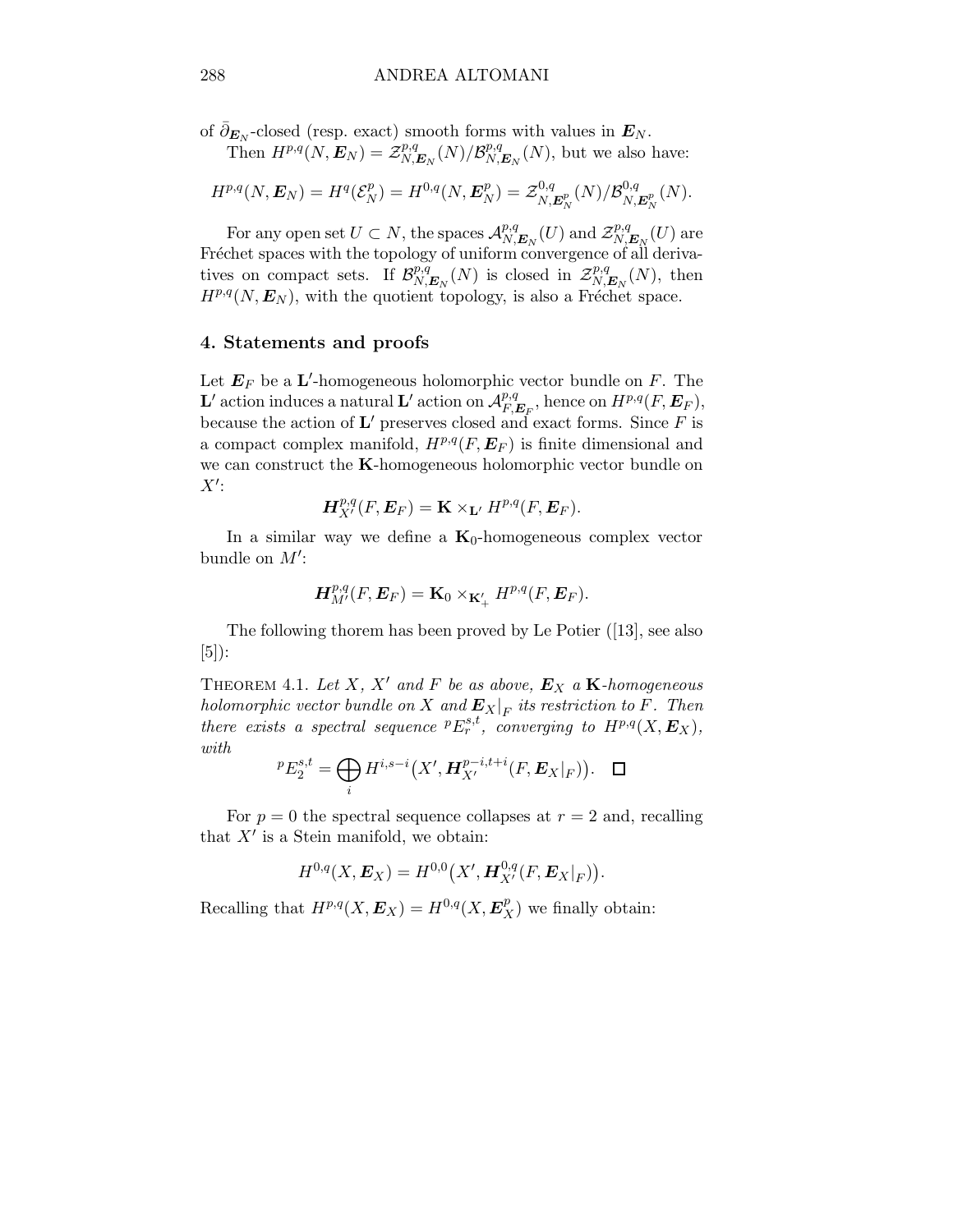of $\bar{\partial}_{\boldsymbol{E}_N}$-closed (resp. exact) smooth forms with values in $\boldsymbol{E}_N$.

Then $H^{p,q}(N, \boldsymbol{E}_N) = \mathcal{Z}^{p,q}_{N,\boldsymbol{E}_N}(N)/\mathcal{B}^{p,q}_{N,\boldsymbol{E}_N}(N)$, but we also have:

$$H^{p,q}(N, \boldsymbol{E}_N) = H^q(\mathcal{E}^p_N) = H^{0,q}(N, \boldsymbol{E}^p_N) = \mathcal{Z}^{0,q}_{N,\boldsymbol{E}^p_N}(N)/\mathcal{B}^{0,q}_{N,\boldsymbol{E}^p_N}(N).$$

For any open set $U \subset N$, the spaces $\mathcal{A}^{p,q}_{N,\boldsymbol{E}_N}(U)$ and $\mathcal{Z}^{p,q}_{N,\boldsymbol{E}_N}(U)$ are Fréchet spaces with the topology of uniform convergence of all derivatives on compact sets. If $\mathcal{B}^{p,q}_{N,\boldsymbol{E}_N}(N)$ is closed in $\mathcal{Z}^{p,q}_{N,\boldsymbol{E}_N}(N)$, then $H^{p,q}(N, \boldsymbol{E}_N)$, with the quotient topology, is also a Fréchet space.

## 4. Statements and proofs

Let $\boldsymbol{E}_F$ be a $\mathbf{L}'$-homogeneous holomorphic vector bundle on $F$. The $\mathbf{L}'$ action induces a natural $\mathbf{L}'$ action on $\mathcal{A}^{p,q}_{F,\boldsymbol{E}_F}$, hence on $H^{p,q}(F, \boldsymbol{E}_F)$, because the action of $\mathbf{L}'$ preserves closed and exact forms. Since $F$ is a compact complex manifold, $H^{p,q}(F, \boldsymbol{E}_F)$ is finite dimensional and we can construct the $\mathbf{K}$-homogeneous holomorphic vector bundle on $X'$:

$$\boldsymbol{H}^{p,q}_{X'}(F, \boldsymbol{E}_F) = \mathbf{K} \times_{\mathbf{L}'} H^{p,q}(F, \boldsymbol{E}_F).$$

In a similar way we define a $\mathbf{K}_0$-homogeneous complex vector bundle on $M'$:

$$\boldsymbol{H}^{p,q}_{M'}(F, \boldsymbol{E}_F) = \mathbf{K}_0 \times_{\mathbf{K}'_+} H^{p,q}(F, \boldsymbol{E}_F).$$

The following thorem has been proved by Le Potier ([13], see also [5]):

Theorem 4.1. *Let $X$, $X'$ and $F$ be as above, $\boldsymbol{E}_X$ a $\mathbf{K}$-homogeneous holomorphic vector bundle on $X$ and $\boldsymbol{E}_X|_F$ its restriction to $F$. Then there exists a spectral sequence ${}^pE^{s,t}_r$, converging to $H^{p,q}(X, \boldsymbol{E}_X)$, with*

$${}^pE^{s,t}_2 = \bigoplus_i H^{i,s-i}\big(X', \boldsymbol{H}^{p-i,t+i}_{X'}(F, \boldsymbol{E}_X|_F)\big). \quad \square$$

For $p = 0$ the spectral sequence collapses at $r = 2$ and, recalling that $X'$ is a Stein manifold, we obtain:

$$H^{0,q}(X, \boldsymbol{E}_X) = H^{0,0}\big(X', \boldsymbol{H}^{0,q}_{X'}(F, \boldsymbol{E}_X|_F)\big).$$

Recalling that $H^{p,q}(X, \boldsymbol{E}_X) = H^{0,q}(X, \boldsymbol{E}^p_X)$ we finally obtain: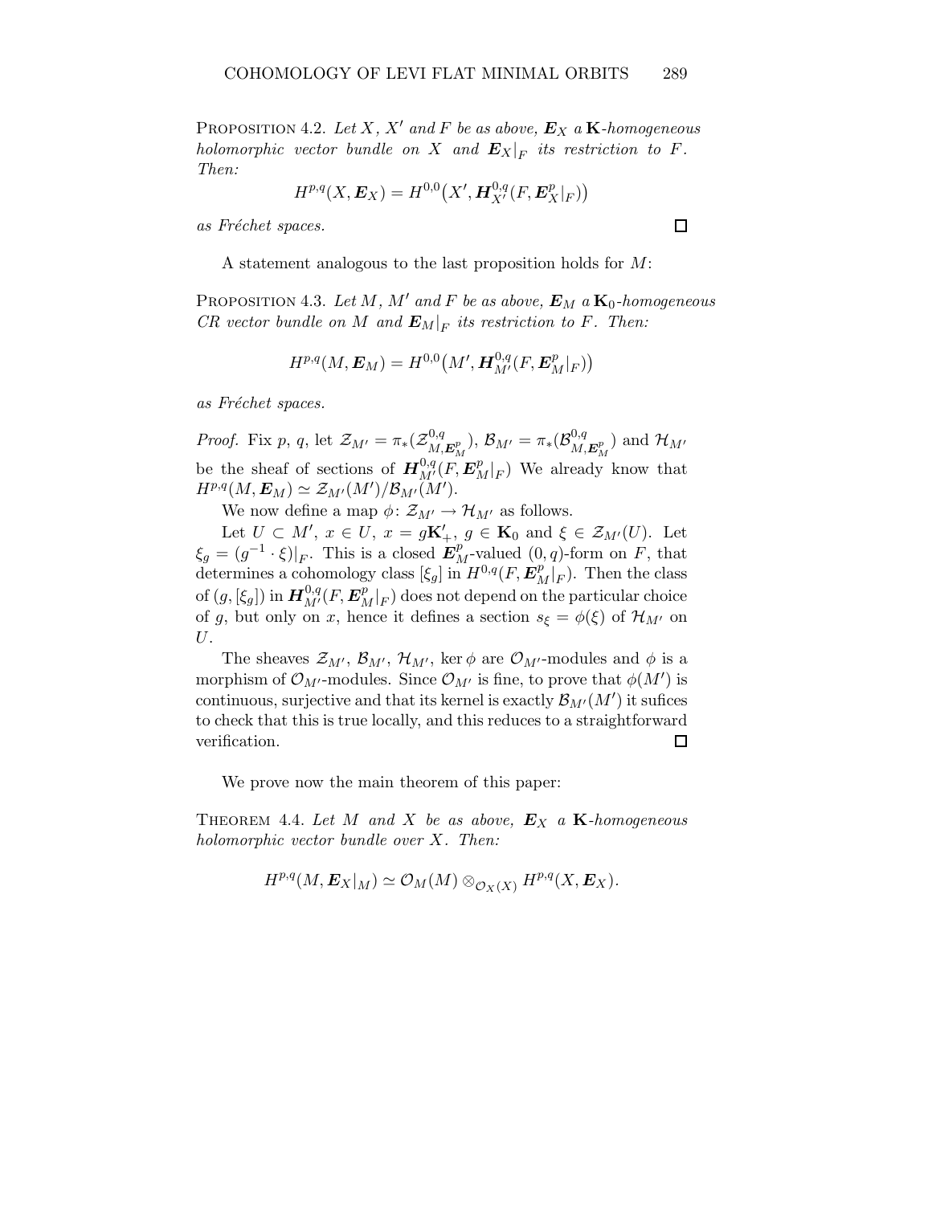Proposition 4.2. *Let $X$, $X'$ and $F$ be as above, $\boldsymbol{E}_X$ a $\mathbf{K}$-homogeneous holomorphic vector bundle on $X$ and $\boldsymbol{E}_X|_F$ its restriction to $F$. Then:*

$$H^{p,q}(X, \boldsymbol{E}_X) = H^{0,0}\big(X', \boldsymbol{H}^{0,q}_{X'}(F, \boldsymbol{E}^p_X|_F)\big)$$

*as Fréchet spaces.* □

A statement analogous to the last proposition holds for $M$:

Proposition 4.3. *Let $M$, $M'$ and $F$ be as above, $\boldsymbol{E}_M$ a $\mathbf{K}_0$-homogeneous CR vector bundle on $M$ and $\boldsymbol{E}_M|_F$ its restriction to $F$. Then:*

$$H^{p,q}(M, \boldsymbol{E}_M) = H^{0,0}\big(M', \boldsymbol{H}^{0,q}_{M'}(F, \boldsymbol{E}^p_M|_F)\big)$$

*as Fréchet spaces.*

*Proof.* Fix $p$, $q$, let $\mathcal{Z}_{M'} = \pi_*(\mathcal{Z}^{0,q}_{M,\boldsymbol{E}^p_M})$, $\mathcal{B}_{M'} = \pi_*(\mathcal{B}^{0,q}_{M,\boldsymbol{E}^p_M})$ and $\mathcal{H}_{M'}$ be the sheaf of sections of $\boldsymbol{H}^{0,q}_{M'}(F, \boldsymbol{E}^p_M|_F)$ We already know that $H^{p,q}(M, \boldsymbol{E}_M) \simeq \mathcal{Z}_{M'}(M')/\mathcal{B}_{M'}(M')$.

We now define a map $\phi \colon \mathcal{Z}_{M'} \to \mathcal{H}_{M'}$ as follows.

Let $U \subset M'$, $x \in U$, $x = g\mathbf{K}'_+$, $g \in \mathbf{K}_0$ and $\xi \in \mathcal{Z}_{M'}(U)$. Let $\xi_g = (g^{-1} \cdot \xi)|_F$. This is a closed $\boldsymbol{E}^p_M$-valued $(0,q)$-form on $F$, that determines a cohomology class $[\xi_g]$ in $H^{0,q}(F, \boldsymbol{E}^p_M|_F)$. Then the class of $(g, [\xi_g])$ in $\boldsymbol{H}^{0,q}_{M'}(F, \boldsymbol{E}^p_M|_F)$ does not depend on the particular choice of $g$, but only on $x$, hence it defines a section $s_\xi = \phi(\xi)$ of $\mathcal{H}_{M'}$ on $U$.

The sheaves $\mathcal{Z}_{M'}$, $\mathcal{B}_{M'}$, $\mathcal{H}_{M'}$, $\ker \phi$ are $\mathcal{O}_{M'}$-modules and $\phi$ is a morphism of $\mathcal{O}_{M'}$-modules. Since $\mathcal{O}_{M'}$ is fine, to prove that $\phi(M')$ is continuous, surjective and that its kernel is exactly $\mathcal{B}_{M'}(M')$ it sufices to check that this is true locally, and this reduces to a straightforward verification. □

We prove now the main theorem of this paper:

Theorem 4.4. *Let $M$ and $X$ be as above, $\boldsymbol{E}_X$ a $\mathbf{K}$-homogeneous holomorphic vector bundle over $X$. Then:*

$$H^{p,q}(M, \boldsymbol{E}_X|_M) \simeq \mathcal{O}_M(M) \otimes_{\mathcal{O}_X(X)} H^{p,q}(X, \boldsymbol{E}_X).$$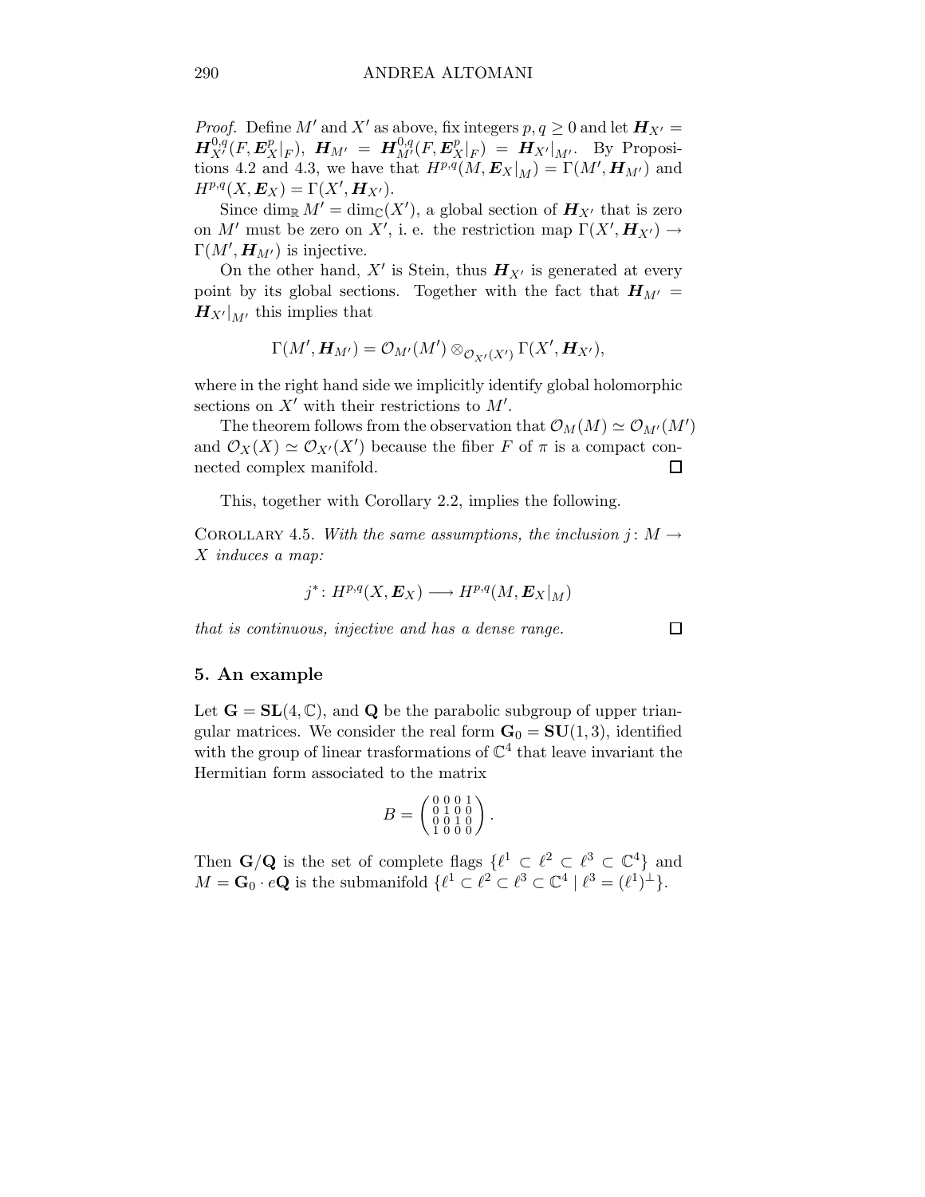*Proof.* Define $M'$ and $X'$ as above, fix integers $p, q \geq 0$ and let $\boldsymbol{H}_{X'} = \boldsymbol{H}^{0,q}_{X'}(F, \boldsymbol{E}^p_X|_F)$, $\boldsymbol{H}_{M'} = \boldsymbol{H}^{0,q}_{M'}(F, \boldsymbol{E}^p_X|_F) = \boldsymbol{H}_{X'}|_{M'}$. By Propositions 4.2 and 4.3, we have that $H^{p,q}(M, \boldsymbol{E}_X|_M) = \Gamma(M', \boldsymbol{H}_{M'})$ and $H^{p,q}(X, \boldsymbol{E}_X) = \Gamma(X', \boldsymbol{H}_{X'})$.

Since $\dim_{\mathbb{R}} M' = \dim_{\mathbb{C}}(X')$, a global section of $\boldsymbol{H}_{X'}$ that is zero on $M'$ must be zero on $X'$, i. e. the restriction map $\Gamma(X', \boldsymbol{H}_{X'}) \to \Gamma(M', \boldsymbol{H}_{M'})$ is injective.

On the other hand, $X'$ is Stein, thus $\boldsymbol{H}_{X'}$ is generated at every point by its global sections. Together with the fact that $\boldsymbol{H}_{M'} = \boldsymbol{H}_{X'}|_{M'}$ this implies that

$$\Gamma(M', \boldsymbol{H}_{M'}) = \mathcal{O}_{M'}(M') \otimes_{\mathcal{O}_{X'}(X')} \Gamma(X', \boldsymbol{H}_{X'}),$$

where in the right hand side we implicitly identify global holomorphic sections on $X'$ with their restrictions to $M'$.

The theorem follows from the observation that $\mathcal{O}_M(M) \simeq \mathcal{O}_{M'}(M')$ and $\mathcal{O}_X(X) \simeq \mathcal{O}_{X'}(X')$ because the fiber $F$ of $\pi$ is a compact connected complex manifold. $\square$

This, together with Corollary 2.2, implies the following.

Corollary 4.5. *With the same assumptions, the inclusion $j\colon M \to X$ induces a map:*

$$j^*\colon H^{p,q}(X, \boldsymbol{E}_X) \longrightarrow H^{p,q}(M, \boldsymbol{E}_X|_M)$$

*that is continuous, injective and has a dense range.* $\square$

## 5. An example

Let $\mathbf{G} = \mathbf{SL}(4, \mathbb{C})$, and $\mathbf{Q}$ be the parabolic subgroup of upper triangular matrices. We consider the real form $\mathbf{G}_0 = \mathbf{SU}(1,3)$, identified with the group of linear trasformations of $\mathbb{C}^4$ that leave invariant the Hermitian form associated to the matrix

$$B = \begin{pmatrix} 0 & 0 & 0 & 1 \\ 0 & 1 & 0 & 0 \\ 0 & 0 & 1 & 0 \\ 1 & 0 & 0 & 0 \end{pmatrix}.$$

Then $\mathbf{G}/\mathbf{Q}$ is the set of complete flags $\{\ell^1 \subset \ell^2 \subset \ell^3 \subset \mathbb{C}^4\}$ and $M = \mathbf{G}_0 \cdot e\mathbf{Q}$ is the submanifold $\{\ell^1 \subset \ell^2 \subset \ell^3 \subset \mathbb{C}^4 \mid \ell^3 = (\ell^1)^\perp\}$.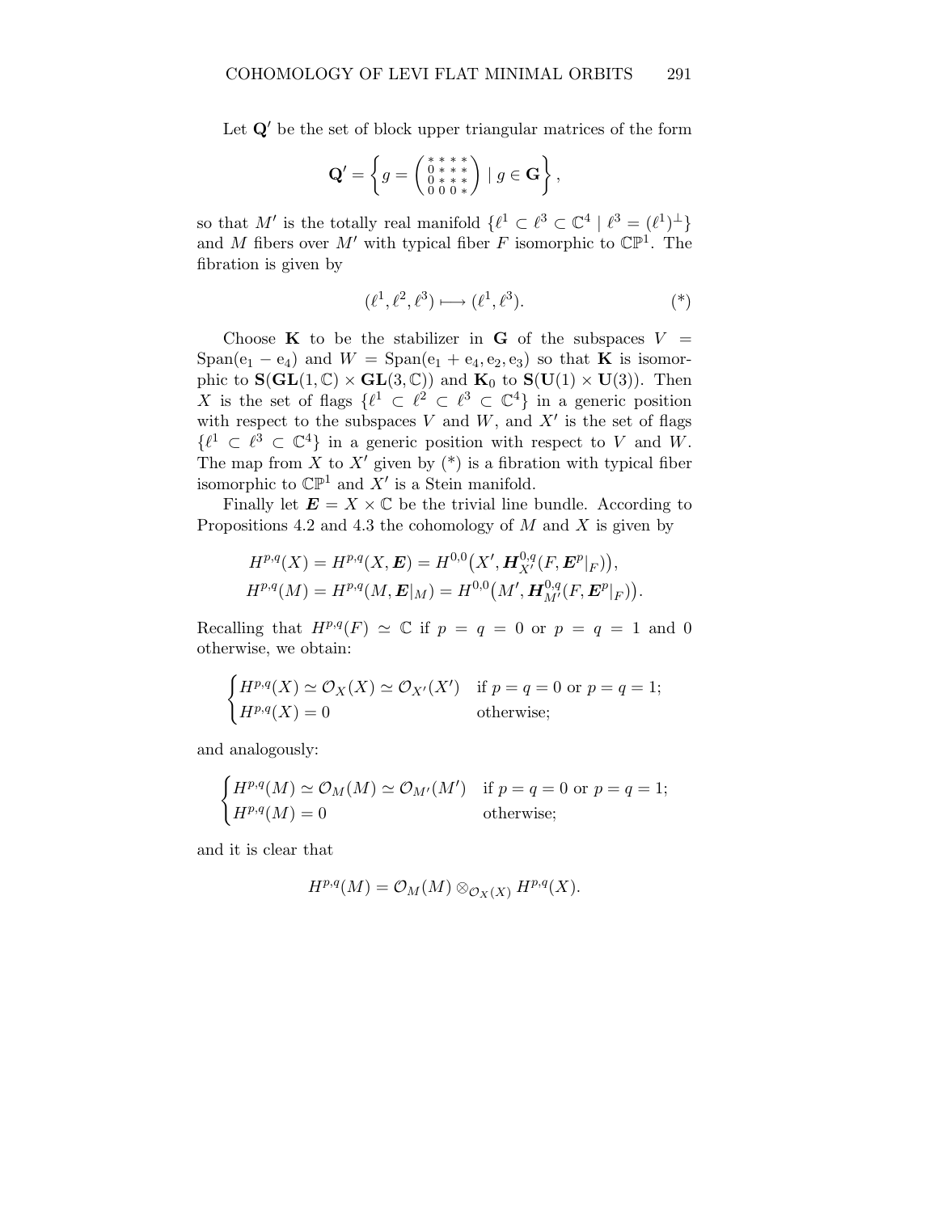Let $\mathbf{Q}'$ be the set of block upper triangular matrices of the form

$$\mathbf{Q}' = \left\{ g = \begin{pmatrix} * & * & * & * \\ 0 & * & * & * \\ 0 & * & * & * \\ 0 & 0 & 0 & * \end{pmatrix} \mid g \in \mathbf{G} \right\},$$

so that $M'$ is the totally real manifold $\{\ell^1 \subset \ell^3 \subset \mathbb{C}^4 \mid \ell^3 = (\ell^1)^\perp\}$ and $M$ fibers over $M'$ with typical fiber $F$ isomorphic to $\mathbb{CP}^1$. The fibration is given by

$$(\ell^1, \ell^2, \ell^3) \longmapsto (\ell^1, \ell^3). \tag{*}$$

Choose $\mathbf{K}$ to be the stabilizer in $\mathbf{G}$ of the subspaces $V = \mathrm{Span}(\mathrm{e}_1 - \mathrm{e}_4)$ and $W = \mathrm{Span}(\mathrm{e}_1 + \mathrm{e}_4, \mathrm{e}_2, \mathrm{e}_3)$ so that $\mathbf{K}$ is isomorphic to $\mathbf{S}(\mathbf{GL}(1, \mathbb{C}) \times \mathbf{GL}(3, \mathbb{C}))$ and $\mathbf{K}_0$ to $\mathbf{S}(\mathbf{U}(1) \times \mathbf{U}(3))$. Then $X$ is the set of flags $\{\ell^1 \subset \ell^2 \subset \ell^3 \subset \mathbb{C}^4\}$ in a generic position with respect to the subspaces $V$ and $W$, and $X'$ is the set of flags $\{\ell^1 \subset \ell^3 \subset \mathbb{C}^4\}$ in a generic position with respect to $V$ and $W$. The map from $X$ to $X'$ given by (*) is a fibration with typical fiber isomorphic to $\mathbb{CP}^1$ and $X'$ is a Stein manifold.

Finally let $\boldsymbol{E} = X \times \mathbb{C}$ be the trivial line bundle. According to Propositions 4.2 and 4.3 the cohomology of $M$ and $X$ is given by

$$\begin{aligned} H^{p,q}(X) &= H^{p,q}(X, \boldsymbol{E}) = H^{0,0}\big(X', \boldsymbol{H}^{0,q}_{X'}(F, \boldsymbol{E}^p|_F)\big), \\ H^{p,q}(M) &= H^{p,q}(M, \boldsymbol{E}|_M) = H^{0,0}\big(M', \boldsymbol{H}^{0,q}_{M'}(F, \boldsymbol{E}^p|_F)\big). \end{aligned}$$

Recalling that $H^{p,q}(F) \simeq \mathbb{C}$ if $p = q = 0$ or $p = q = 1$ and 0 otherwise, we obtain:

$$\begin{cases} H^{p,q}(X) \simeq \mathcal{O}_X(X) \simeq \mathcal{O}_{X'}(X') & \text{if } p = q = 0 \text{ or } p = q = 1; \\ H^{p,q}(X) = 0 & \text{otherwise;} \end{cases}$$

and analogously:

$$\begin{cases} H^{p,q}(M) \simeq \mathcal{O}_M(M) \simeq \mathcal{O}_{M'}(M') & \text{if } p = q = 0 \text{ or } p = q = 1; \\ H^{p,q}(M) = 0 & \text{otherwise;} \end{cases}$$

and it is clear that

$$H^{p,q}(M) = \mathcal{O}_M(M) \otimes_{\mathcal{O}_X(X)} H^{p,q}(X).$$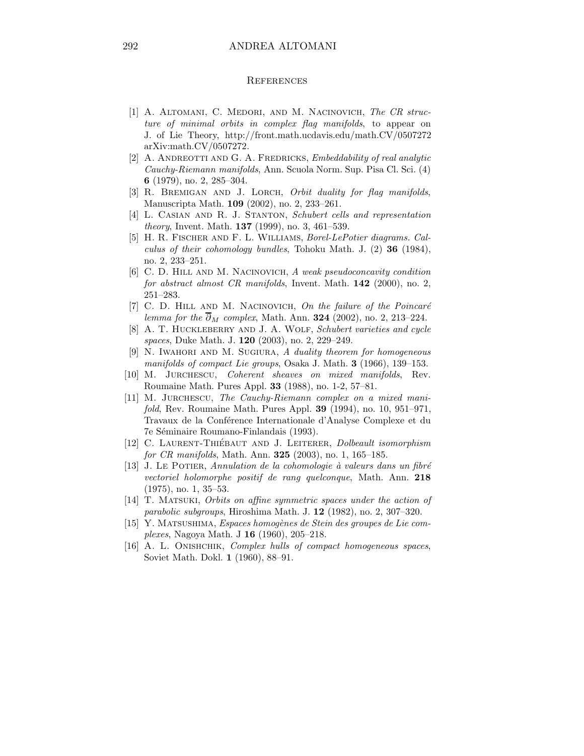## References

[1] A. Altomani, C. Medori, and M. Nacinovich, *The CR structure of minimal orbits in complex flag manifolds*, to appear on J. of Lie Theory, http://front.math.ucdavis.edu/math.CV/0507272 arXiv:math.CV/0507272.

[2] A. Andreotti and G. A. Fredricks, *Embeddability of real analytic Cauchy-Riemann manifolds*, Ann. Scuola Norm. Sup. Pisa Cl. Sci. (4) **6** (1979), no. 2, 285–304.

[3] R. Bremigan and J. Lorch, *Orbit duality for flag manifolds*, Manuscripta Math. **109** (2002), no. 2, 233–261.

[4] L. Casian and R. J. Stanton, *Schubert cells and representation theory*, Invent. Math. **137** (1999), no. 3, 461–539.

[5] H. R. Fischer and F. L. Williams, *Borel-LePotier diagrams. Calculus of their cohomology bundles*, Tohoku Math. J. (2) **36** (1984), no. 2, 233–251.

[6] C. D. Hill and M. Nacinovich, *A weak pseudoconcavity condition for abstract almost CR manifolds*, Invent. Math. **142** (2000), no. 2, 251–283.

[7] C. D. Hill and M. Nacinovich, *On the failure of the Poincaré lemma for the $\overline{\partial}_M$ complex*, Math. Ann. **324** (2002), no. 2, 213–224.

[8] A. T. Huckleberry and J. A. Wolf, *Schubert varieties and cycle spaces*, Duke Math. J. **120** (2003), no. 2, 229–249.

[9] N. Iwahori and M. Sugiura, *A duality theorem for homogeneous manifolds of compact Lie groups*, Osaka J. Math. **3** (1966), 139–153.

[10] M. Jurchescu, *Coherent sheaves on mixed manifolds*, Rev. Roumaine Math. Pures Appl. **33** (1988), no. 1-2, 57–81.

[11] M. Jurchescu, *The Cauchy-Riemann complex on a mixed manifold*, Rev. Roumaine Math. Pures Appl. **39** (1994), no. 10, 951–971, Travaux de la Conférence Internationale d'Analyse Complexe et du 7e Séminaire Roumano-Finlandais (1993).

[12] C. Laurent-Thiébaut and J. Leiterer, *Dolbeault isomorphism for CR manifolds*, Math. Ann. **325** (2003), no. 1, 165–185.

[13] J. Le Potier, *Annulation de la cohomologie à valeurs dans un fibré vectoriel holomorphe positif de rang quelconque*, Math. Ann. **218** (1975), no. 1, 35–53.

[14] T. Matsuki, *Orbits on affine symmetric spaces under the action of parabolic subgroups*, Hiroshima Math. J. **12** (1982), no. 2, 307–320.

[15] Y. Matsushima, *Espaces homogènes de Stein des groupes de Lie complexes*, Nagoya Math. J **16** (1960), 205–218.

[16] A. L. Onishchik, *Complex hulls of compact homogeneous spaces*, Soviet Math. Dokl. **1** (1960), 88–91.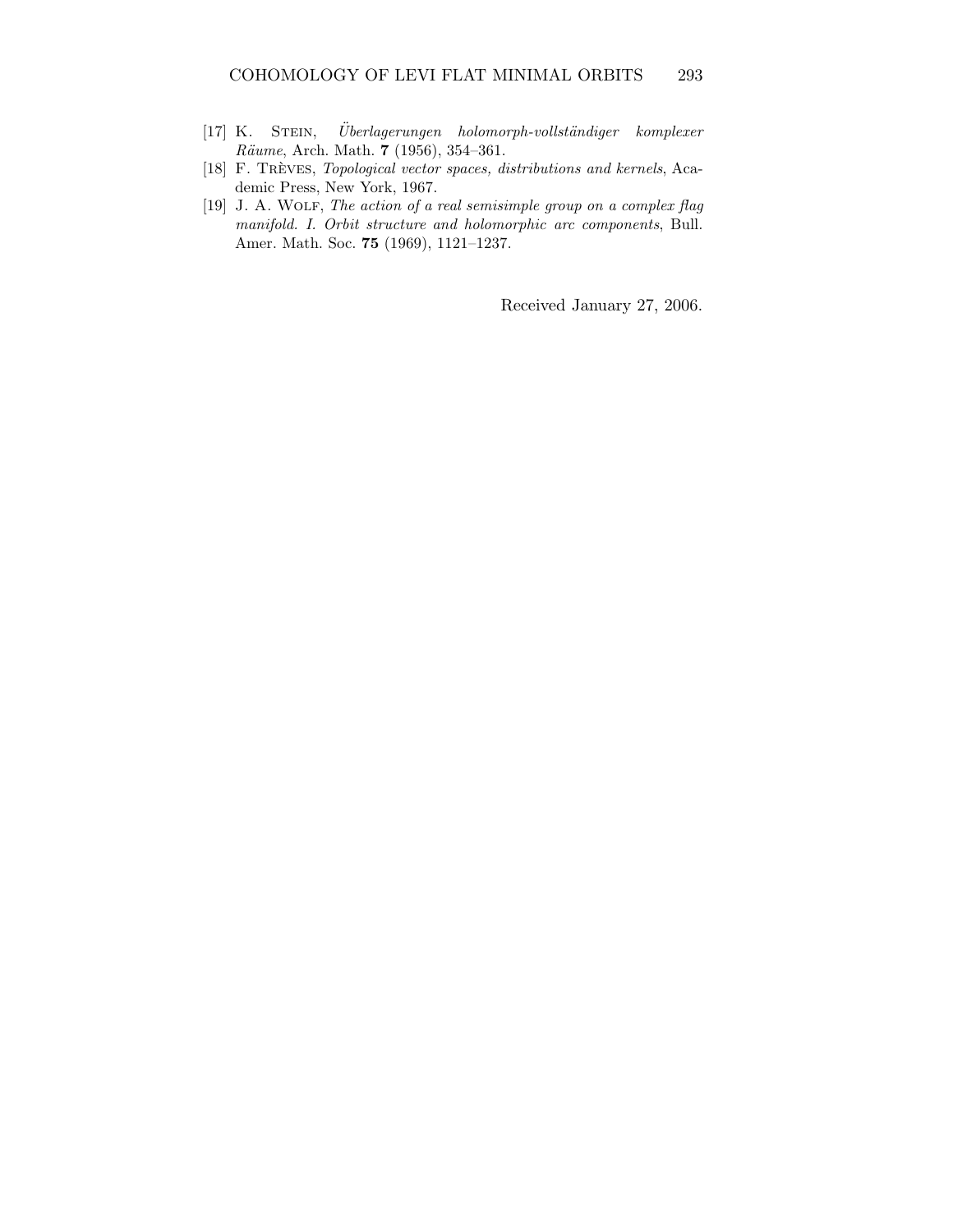[17] K. Stein, *Überlagerungen holomorph-vollständiger komplexer Räume*, Arch. Math. **7** (1956), 354–361.

[18] F. Trèves, *Topological vector spaces, distributions and kernels*, Academic Press, New York, 1967.

[19] J. A. Wolf, *The action of a real semisimple group on a complex flag manifold. I. Orbit structure and holomorphic arc components*, Bull. Amer. Math. Soc. **75** (1969), 1121–1237.

Received January 27, 2006.